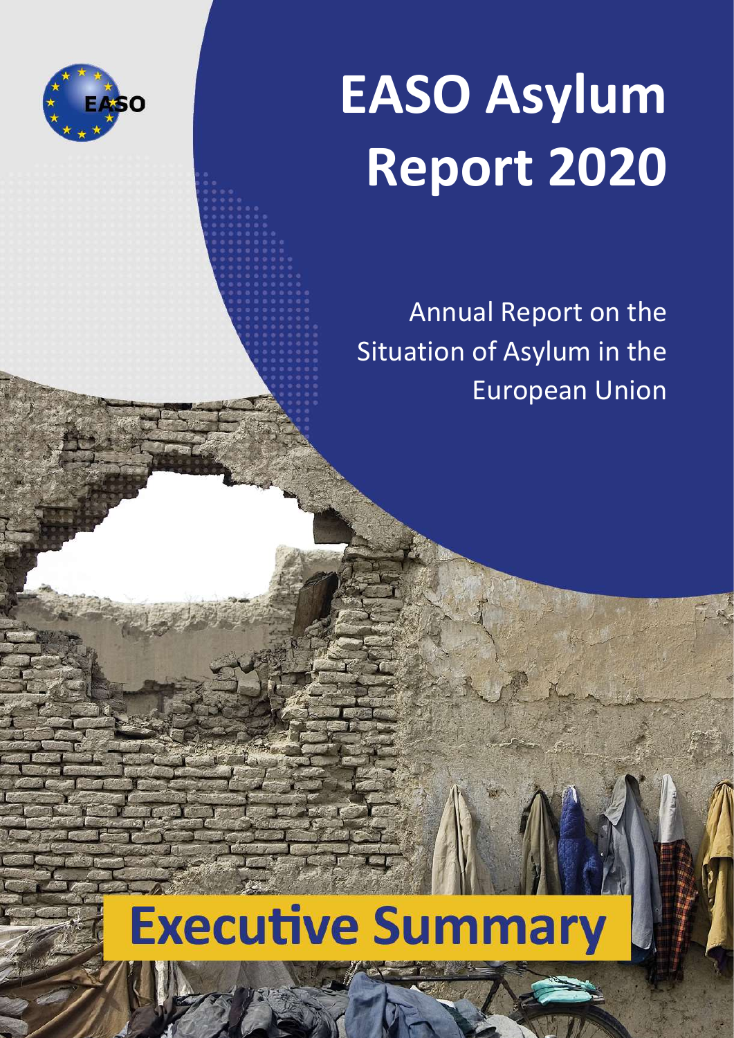# EASO Asylum Report 2020

Annual Report on the Situation of Asylum in the European Union

## Executive Summary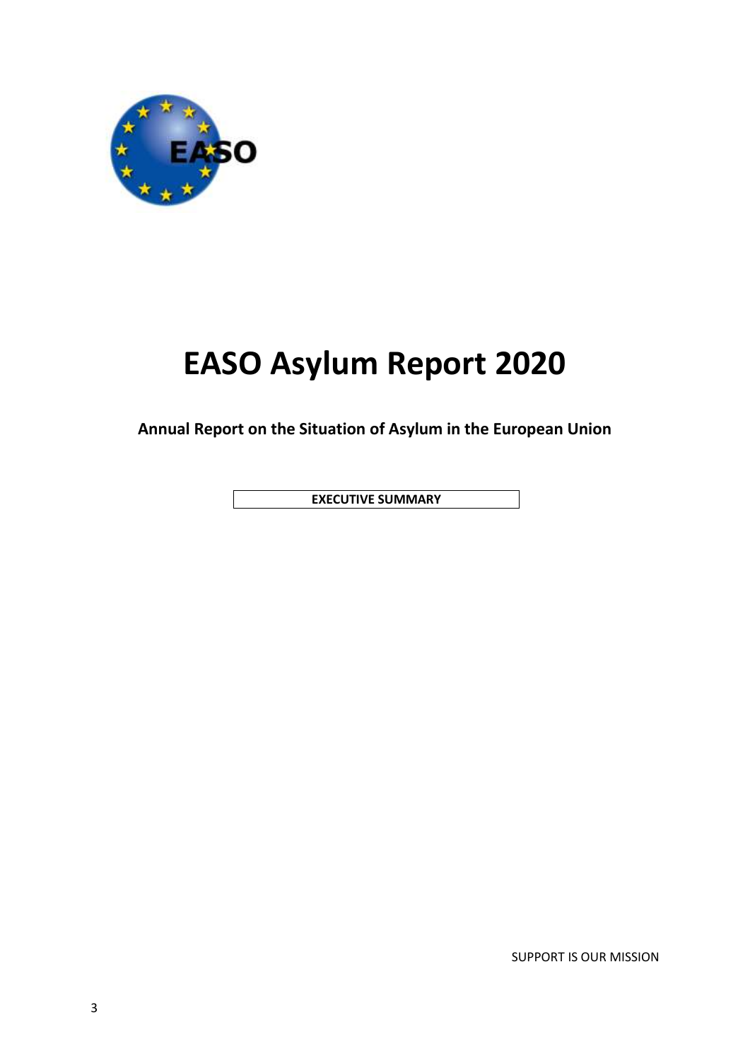# EASO Asylum Report 2020

**Annual Report on the Situation of Asylum in the European Union**

**EXECUTIVE SUMMARY**

SUPPORT IS OUR MISSION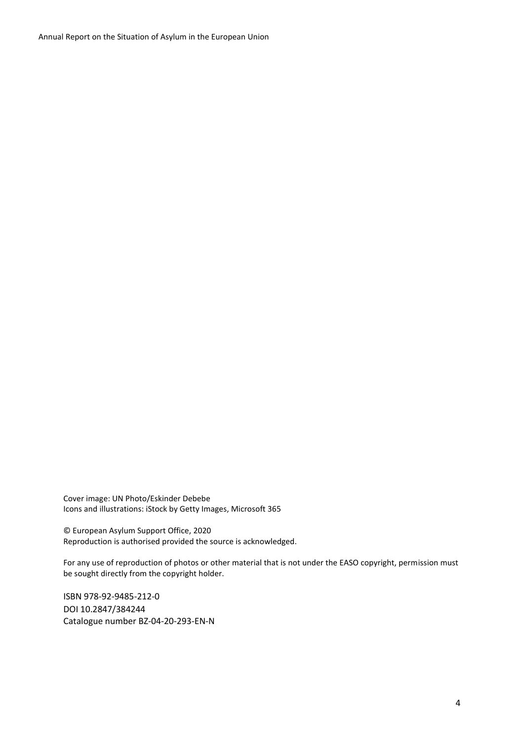Cover image: UN Photo/Eskinder Debebe
Icons and illustrations: iStock by Getty Images, Microsoft 365

© European Asylum Support Office, 2020
Reproduction is authorised provided the source is acknowledged.

For any use of reproduction of photos or other material that is not under the EASO copyright, permission must be sought directly from the copyright holder.

ISBN 978-92-9485-212-0
DOI 10.2847/384244
Catalogue number BZ-04-20-293-EN-N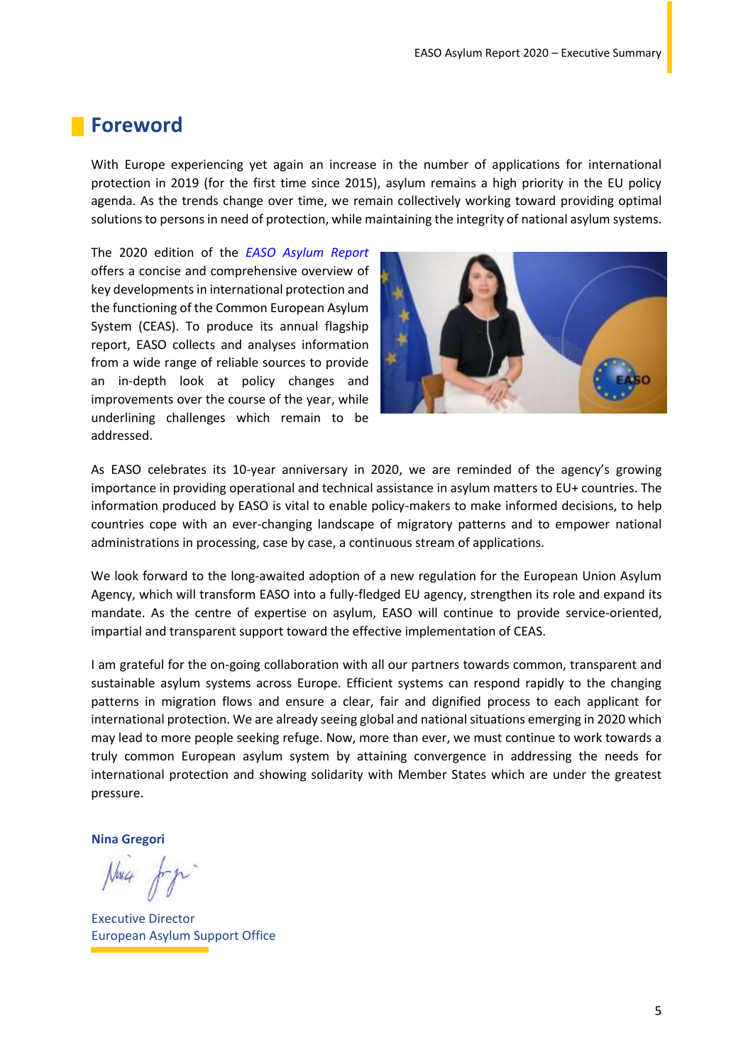# Foreword

With Europe experiencing yet again an increase in the number of applications for international protection in 2019 (for the first time since 2015), asylum remains a high priority in the EU policy agenda. As the trends change over time, we remain collectively working toward providing optimal solutions to persons in need of protection, while maintaining the integrity of national asylum systems.

The 2020 edition of the *EASO Asylum Report* offers a concise and comprehensive overview of key developments in international protection and the functioning of the Common European Asylum System (CEAS). To produce its annual flagship report, EASO collects and analyses information from a wide range of reliable sources to provide an in-depth look at policy changes and improvements over the course of the year, while underlining challenges which remain to be addressed.

As EASO celebrates its 10-year anniversary in 2020, we are reminded of the agency's growing importance in providing operational and technical assistance in asylum matters to EU+ countries. The information produced by EASO is vital to enable policy-makers to make informed decisions, to help countries cope with an ever-changing landscape of migratory patterns and to empower national administrations in processing, case by case, a continuous stream of applications.

We look forward to the long-awaited adoption of a new regulation for the European Union Asylum Agency, which will transform EASO into a fully-fledged EU agency, strengthen its role and expand its mandate. As the centre of expertise on asylum, EASO will continue to provide service-oriented, impartial and transparent support toward the effective implementation of CEAS.

I am grateful for the on-going collaboration with all our partners towards common, transparent and sustainable asylum systems across Europe. Efficient systems can respond rapidly to the changing patterns in migration flows and ensure a clear, fair and dignified process to each applicant for international protection. We are already seeing global and national situations emerging in 2020 which may lead to more people seeking refuge. Now, more than ever, we must continue to work towards a truly common European asylum system by attaining convergence in addressing the needs for international protection and showing solidarity with Member States which are under the greatest pressure.

**Nina Gregori**

Executive Director
European Asylum Support Office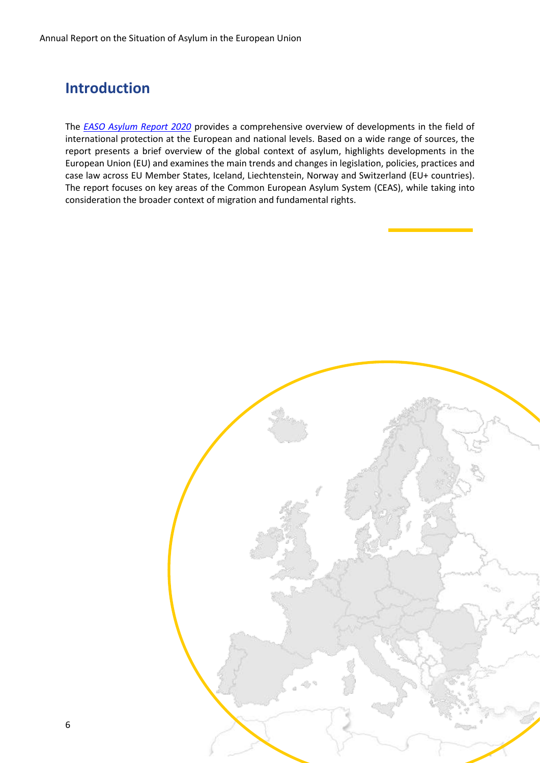# Introduction

The *EASO Asylum Report 2020* provides a comprehensive overview of developments in the field of international protection at the European and national levels. Based on a wide range of sources, the report presents a brief overview of the global context of asylum, highlights developments in the European Union (EU) and examines the main trends and changes in legislation, policies, practices and case law across EU Member States, Iceland, Liechtenstein, Norway and Switzerland (EU+ countries). The report focuses on key areas of the Common European Asylum System (CEAS), while taking into consideration the broader context of migration and fundamental rights.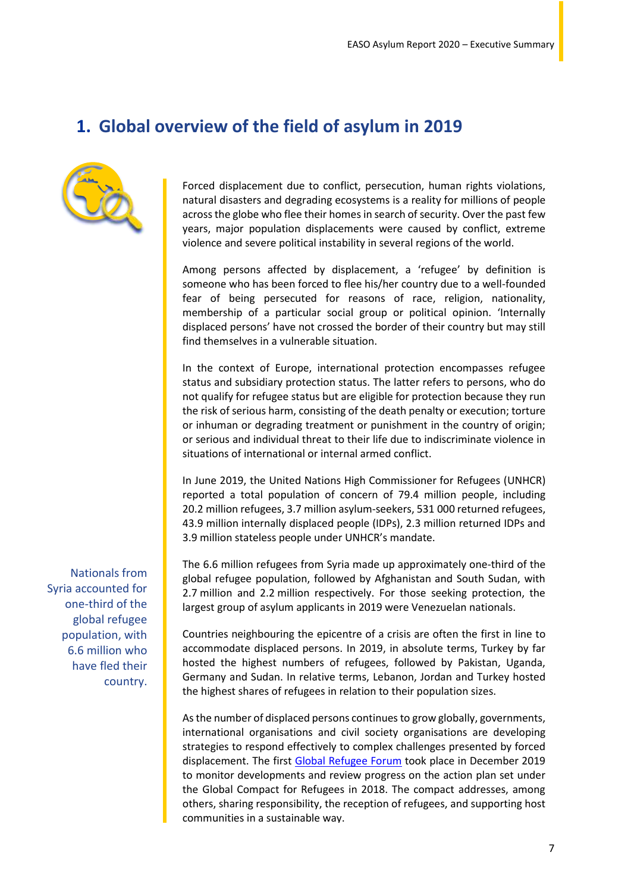# 1. Global overview of the field of asylum in 2019

Forced displacement due to conflict, persecution, human rights violations, natural disasters and degrading ecosystems is a reality for millions of people across the globe who flee their homes in search of security. Over the past few years, major population displacements were caused by conflict, extreme violence and severe political instability in several regions of the world.

Among persons affected by displacement, a 'refugee' by definition is someone who has been forced to flee his/her country due to a well-founded fear of being persecuted for reasons of race, religion, nationality, membership of a particular social group or political opinion. 'Internally displaced persons' have not crossed the border of their country but may still find themselves in a vulnerable situation.

In the context of Europe, international protection encompasses refugee status and subsidiary protection status. The latter refers to persons, who do not qualify for refugee status but are eligible for protection because they run the risk of serious harm, consisting of the death penalty or execution; torture or inhuman or degrading treatment or punishment in the country of origin; or serious and individual threat to their life due to indiscriminate violence in situations of international or internal armed conflict.

In June 2019, the United Nations High Commissioner for Refugees (UNHCR) reported a total population of concern of 79.4 million people, including 20.2 million refugees, 3.7 million asylum-seekers, 531 000 returned refugees, 43.9 million internally displaced people (IDPs), 2.3 million returned IDPs and 3.9 million stateless people under UNHCR's mandate.

Nationals from Syria accounted for one-third of the global refugee population, with 6.6 million who have fled their country.

The 6.6 million refugees from Syria made up approximately one-third of the global refugee population, followed by Afghanistan and South Sudan, with 2.7 million and 2.2 million respectively. For those seeking protection, the largest group of asylum applicants in 2019 were Venezuelan nationals.

Countries neighbouring the epicentre of a crisis are often the first in line to accommodate displaced persons. In 2019, in absolute terms, Turkey by far hosted the highest numbers of refugees, followed by Pakistan, Uganda, Germany and Sudan. In relative terms, Lebanon, Jordan and Turkey hosted the highest shares of refugees in relation to their population sizes.

As the number of displaced persons continues to grow globally, governments, international organisations and civil society organisations are developing strategies to respond effectively to complex challenges presented by forced displacement. The first Global Refugee Forum took place in December 2019 to monitor developments and review progress on the action plan set under the Global Compact for Refugees in 2018. The compact addresses, among others, sharing responsibility, the reception of refugees, and supporting host communities in a sustainable way.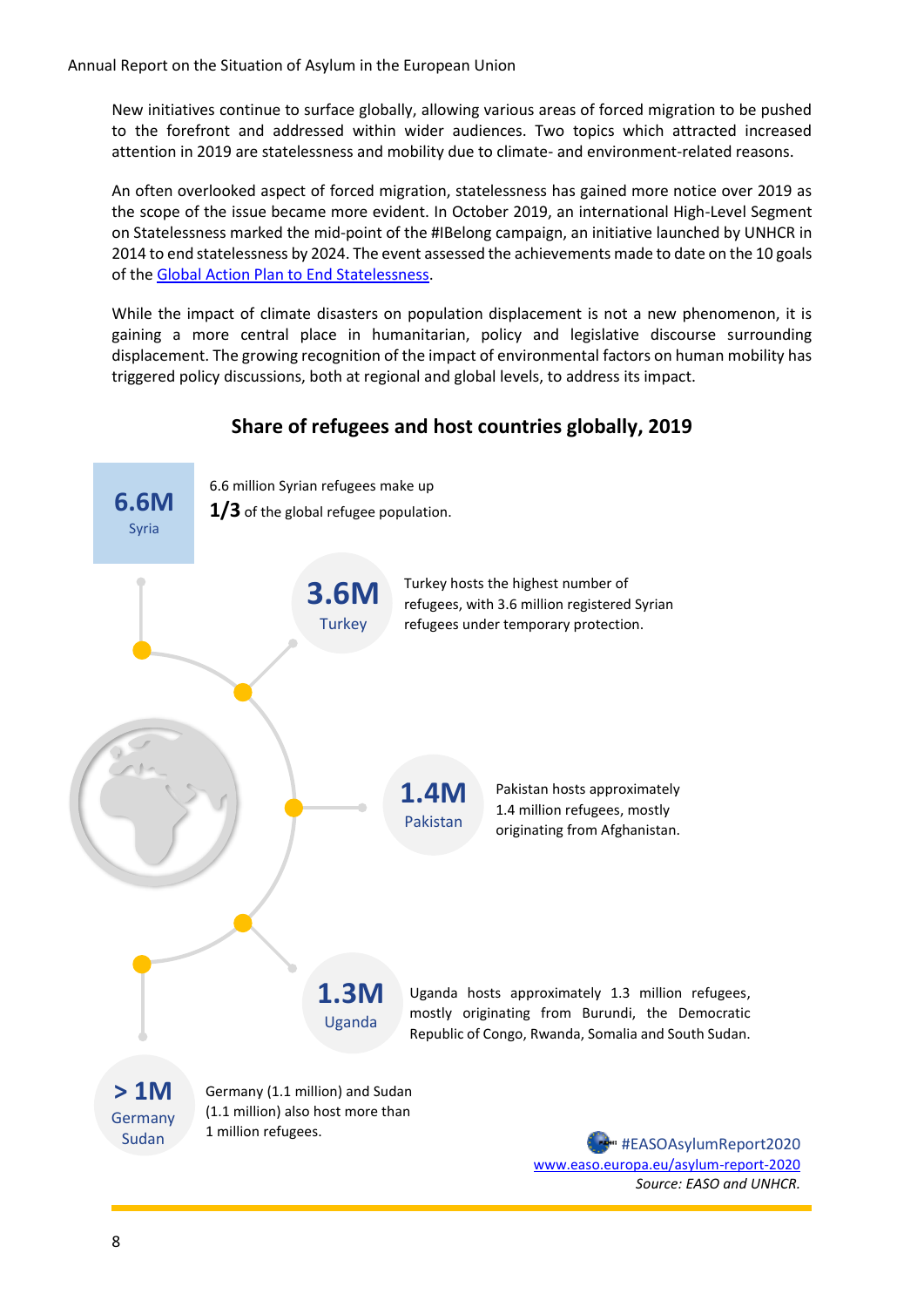New initiatives continue to surface globally, allowing various areas of forced migration to be pushed to the forefront and addressed within wider audiences. Two topics which attracted increased attention in 2019 are statelessness and mobility due to climate- and environment-related reasons.

An often overlooked aspect of forced migration, statelessness has gained more notice over 2019 as the scope of the issue became more evident. In October 2019, an international High-Level Segment on Statelessness marked the mid-point of the #IBelong campaign, an initiative launched by UNHCR in 2014 to end statelessness by 2024. The event assessed the achievements made to date on the 10 goals of the [Global Action Plan to End Statelessness](Global Action Plan to End Statelessness).

While the impact of climate disasters on population displacement is not a new phenomenon, it is gaining a more central place in humanitarian, policy and legislative discourse surrounding displacement. The growing recognition of the impact of environmental factors on human mobility has triggered policy discussions, both at regional and global levels, to address its impact.

## Share of refugees and host countries globally, 2019

**6.6M** Syria

6.6 million Syrian refugees make up **1/3** of the global refugee population.

**3.6M** Turkey

Turkey hosts the highest number of refugees, with 3.6 million registered Syrian refugees under temporary protection.

**1.4M** Pakistan

Pakistan hosts approximately 1.4 million refugees, mostly originating from Afghanistan.

**1.3M** Uganda

Uganda hosts approximately 1.3 million refugees, mostly originating from Burundi, the Democratic Republic of Congo, Rwanda, Somalia and South Sudan.

**> 1M** Germany Sudan

Germany (1.1 million) and Sudan (1.1 million) also host more than 1 million refugees.

#EASOAsylumReport2020
www.easo.europa.eu/asylum-report-2020

*Source: EASO and UNHCR.*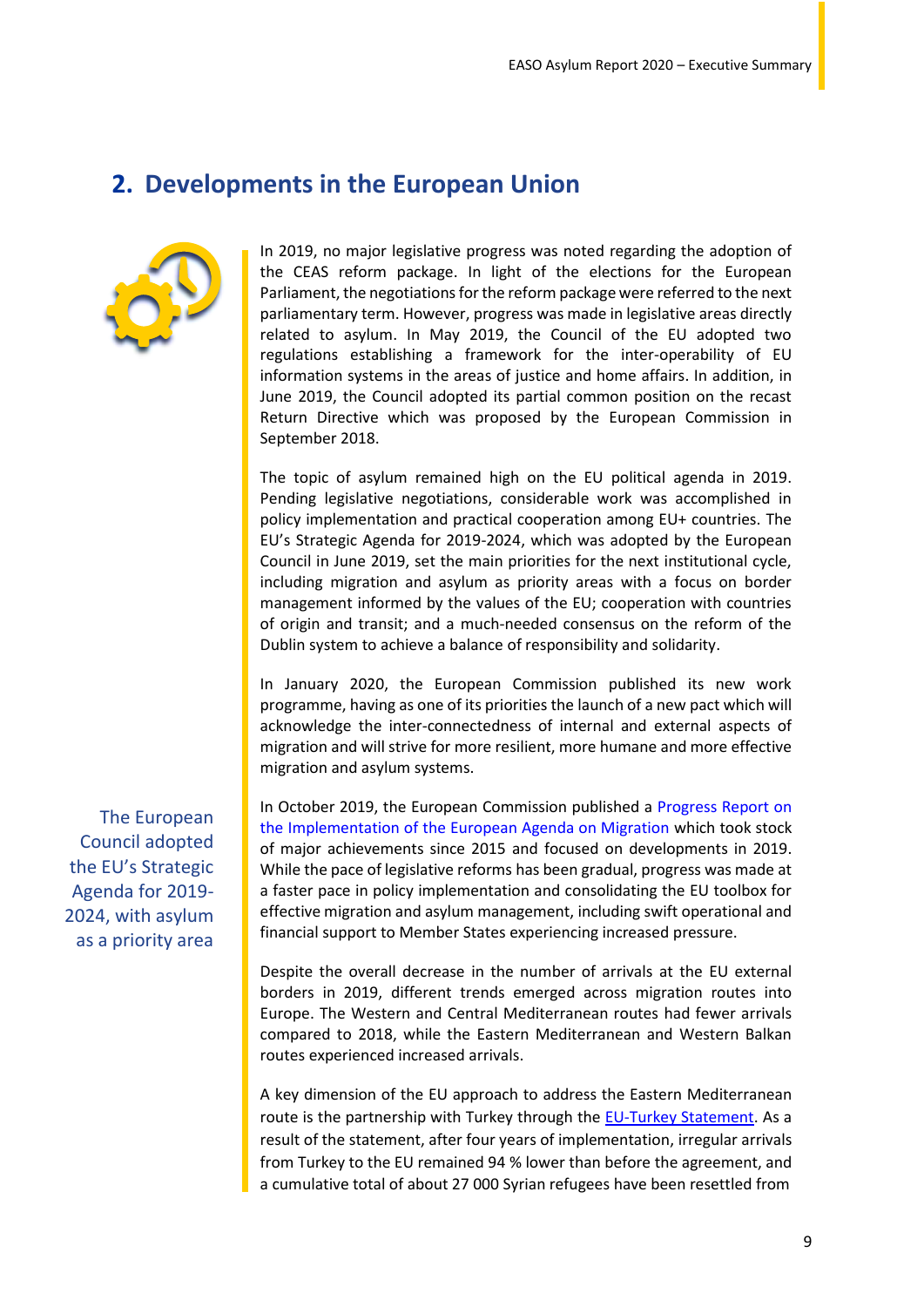## 2. Developments in the European Union

In 2019, no major legislative progress was noted regarding the adoption of the CEAS reform package. In light of the elections for the European Parliament, the negotiations for the reform package were referred to the next parliamentary term. However, progress was made in legislative areas directly related to asylum. In May 2019, the Council of the EU adopted two regulations establishing a framework for the inter-operability of EU information systems in the areas of justice and home affairs. In addition, in June 2019, the Council adopted its partial common position on the recast Return Directive which was proposed by the European Commission in September 2018.

The topic of asylum remained high on the EU political agenda in 2019. Pending legislative negotiations, considerable work was accomplished in policy implementation and practical cooperation among EU+ countries. The EU's Strategic Agenda for 2019-2024, which was adopted by the European Council in June 2019, set the main priorities for the next institutional cycle, including migration and asylum as priority areas with a focus on border management informed by the values of the EU; cooperation with countries of origin and transit; and a much-needed consensus on the reform of the Dublin system to achieve a balance of responsibility and solidarity.

In January 2020, the European Commission published its new work programme, having as one of its priorities the launch of a new pact which will acknowledge the inter-connectedness of internal and external aspects of migration and will strive for more resilient, more humane and more effective migration and asylum systems.

The European Council adopted the EU's Strategic Agenda for 2019-2024, with asylum as a priority area

In October 2019, the European Commission published a Progress Report on the Implementation of the European Agenda on Migration which took stock of major achievements since 2015 and focused on developments in 2019. While the pace of legislative reforms has been gradual, progress was made at a faster pace in policy implementation and consolidating the EU toolbox for effective migration and asylum management, including swift operational and financial support to Member States experiencing increased pressure.

Despite the overall decrease in the number of arrivals at the EU external borders in 2019, different trends emerged across migration routes into Europe. The Western and Central Mediterranean routes had fewer arrivals compared to 2018, while the Eastern Mediterranean and Western Balkan routes experienced increased arrivals.

A key dimension of the EU approach to address the Eastern Mediterranean route is the partnership with Turkey through the EU-Turkey Statement. As a result of the statement, after four years of implementation, irregular arrivals from Turkey to the EU remained 94 % lower than before the agreement, and a cumulative total of about 27 000 Syrian refugees have been resettled from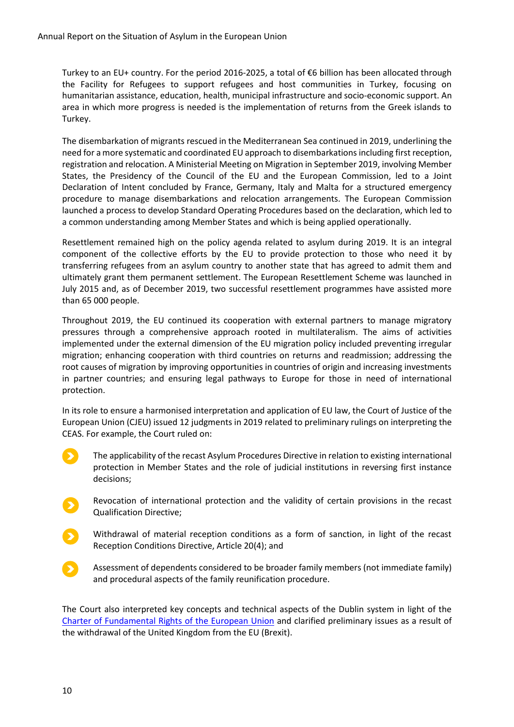Turkey to an EU+ country. For the period 2016-2025, a total of €6 billion has been allocated through the Facility for Refugees to support refugees and host communities in Turkey, focusing on humanitarian assistance, education, health, municipal infrastructure and socio-economic support. An area in which more progress is needed is the implementation of returns from the Greek islands to Turkey.

The disembarkation of migrants rescued in the Mediterranean Sea continued in 2019, underlining the need for a more systematic and coordinated EU approach to disembarkations including first reception, registration and relocation. A Ministerial Meeting on Migration in September 2019, involving Member States, the Presidency of the Council of the EU and the European Commission, led to a Joint Declaration of Intent concluded by France, Germany, Italy and Malta for a structured emergency procedure to manage disembarkations and relocation arrangements. The European Commission launched a process to develop Standard Operating Procedures based on the declaration, which led to a common understanding among Member States and which is being applied operationally.

Resettlement remained high on the policy agenda related to asylum during 2019. It is an integral component of the collective efforts by the EU to provide protection to those who need it by transferring refugees from an asylum country to another state that has agreed to admit them and ultimately grant them permanent settlement. The European Resettlement Scheme was launched in July 2015 and, as of December 2019, two successful resettlement programmes have assisted more than 65 000 people.

Throughout 2019, the EU continued its cooperation with external partners to manage migratory pressures through a comprehensive approach rooted in multilateralism. The aims of activities implemented under the external dimension of the EU migration policy included preventing irregular migration; enhancing cooperation with third countries on returns and readmission; addressing the root causes of migration by improving opportunities in countries of origin and increasing investments in partner countries; and ensuring legal pathways to Europe for those in need of international protection.

In its role to ensure a harmonised interpretation and application of EU law, the Court of Justice of the European Union (CJEU) issued 12 judgments in 2019 related to preliminary rulings on interpreting the CEAS. For example, the Court ruled on:

- The applicability of the recast Asylum Procedures Directive in relation to existing international protection in Member States and the role of judicial institutions in reversing first instance decisions;
- Revocation of international protection and the validity of certain provisions in the recast Qualification Directive;
- Withdrawal of material reception conditions as a form of sanction, in light of the recast Reception Conditions Directive, Article 20(4); and
- Assessment of dependents considered to be broader family members (not immediate family) and procedural aspects of the family reunification procedure.

The Court also interpreted key concepts and technical aspects of the Dublin system in light of the Charter of Fundamental Rights of the European Union and clarified preliminary issues as a result of the withdrawal of the United Kingdom from the EU (Brexit).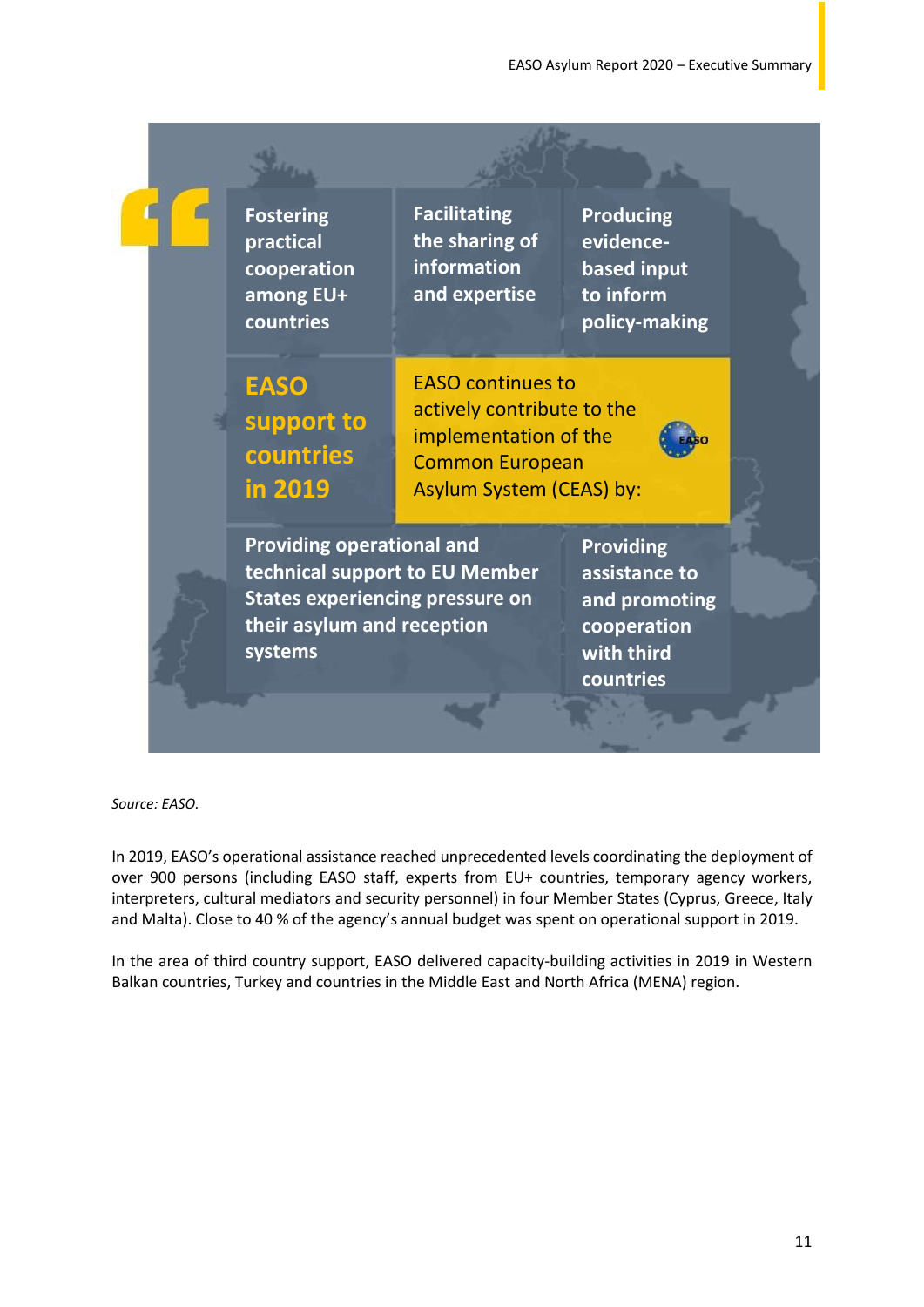**EASO support to countries in 2019**

EASO continues to actively contribute to the implementation of the Common European Asylum System (CEAS) by:

- Fostering practical cooperation among EU+ countries
- Facilitating the sharing of information and expertise
- Producing evidence-based input to inform policy-making
- Providing operational and technical support to EU Member States experiencing pressure on their asylum and reception systems
- Providing assistance to and promoting cooperation with third countries

*Source: EASO.*

In 2019, EASO's operational assistance reached unprecedented levels coordinating the deployment of over 900 persons (including EASO staff, experts from EU+ countries, temporary agency workers, interpreters, cultural mediators and security personnel) in four Member States (Cyprus, Greece, Italy and Malta). Close to 40 % of the agency's annual budget was spent on operational support in 2019.

In the area of third country support, EASO delivered capacity-building activities in 2019 in Western Balkan countries, Turkey and countries in the Middle East and North Africa (MENA) region.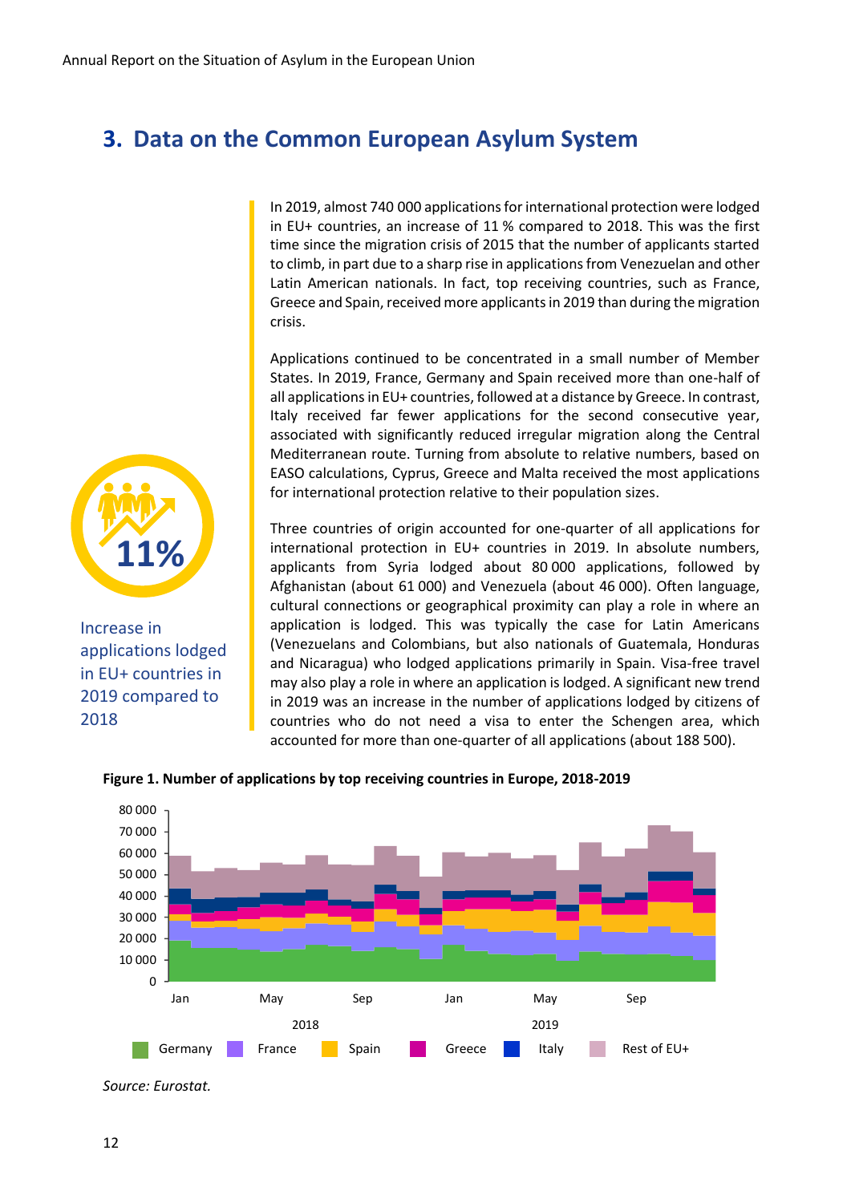## 3. Data on the Common European Asylum System

11%

Increase in applications lodged in EU+ countries in 2019 compared to 2018

In 2019, almost 740 000 applications for international protection were lodged in EU+ countries, an increase of 11 % compared to 2018. This was the first time since the migration crisis of 2015 that the number of applicants started to climb, in part due to a sharp rise in applications from Venezuelan and other Latin American nationals. In fact, top receiving countries, such as France, Greece and Spain, received more applicants in 2019 than during the migration crisis.

Applications continued to be concentrated in a small number of Member States. In 2019, France, Germany and Spain received more than one-half of all applications in EU+ countries, followed at a distance by Greece. In contrast, Italy received far fewer applications for the second consecutive year, associated with significantly reduced irregular migration along the Central Mediterranean route. Turning from absolute to relative numbers, based on EASO calculations, Cyprus, Greece and Malta received the most applications for international protection relative to their population sizes.

Three countries of origin accounted for one-quarter of all applications for international protection in EU+ countries in 2019. In absolute numbers, applicants from Syria lodged about 80 000 applications, followed by Afghanistan (about 61 000) and Venezuela (about 46 000). Often language, cultural connections or geographical proximity can play a role in where an application is lodged. This was typically the case for Latin Americans (Venezuelans and Colombians, but also nationals of Guatemala, Honduras and Nicaragua) who lodged applications primarily in Spain. Visa-free travel may also play a role in where an application is lodged. A significant new trend in 2019 was an increase in the number of applications lodged by citizens of countries who do not need a visa to enter the Schengen area, which accounted for more than one-quarter of all applications (about 188 500).

**Figure 1. Number of applications by top receiving countries in Europe, 2018-2019**

*Source: Eurostat.*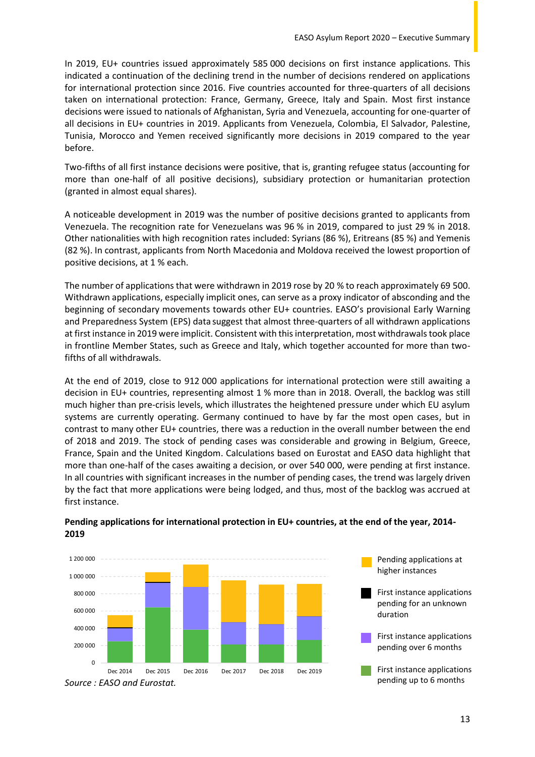In 2019, EU+ countries issued approximately 585 000 decisions on first instance applications. This indicated a continuation of the declining trend in the number of decisions rendered on applications for international protection since 2016. Five countries accounted for three-quarters of all decisions taken on international protection: France, Germany, Greece, Italy and Spain. Most first instance decisions were issued to nationals of Afghanistan, Syria and Venezuela, accounting for one-quarter of all decisions in EU+ countries in 2019. Applicants from Venezuela, Colombia, El Salvador, Palestine, Tunisia, Morocco and Yemen received significantly more decisions in 2019 compared to the year before.

Two-fifths of all first instance decisions were positive, that is, granting refugee status (accounting for more than one-half of all positive decisions), subsidiary protection or humanitarian protection (granted in almost equal shares).

A noticeable development in 2019 was the number of positive decisions granted to applicants from Venezuela. The recognition rate for Venezuelans was 96 % in 2019, compared to just 29 % in 2018. Other nationalities with high recognition rates included: Syrians (86 %), Eritreans (85 %) and Yemenis (82 %). In contrast, applicants from North Macedonia and Moldova received the lowest proportion of positive decisions, at 1 % each.

The number of applications that were withdrawn in 2019 rose by 20 % to reach approximately 69 500. Withdrawn applications, especially implicit ones, can serve as a proxy indicator of absconding and the beginning of secondary movements towards other EU+ countries. EASO's provisional Early Warning and Preparedness System (EPS) data suggest that almost three-quarters of all withdrawn applications at first instance in 2019 were implicit. Consistent with this interpretation, most withdrawals took place in frontline Member States, such as Greece and Italy, which together accounted for more than two-fifths of all withdrawals.

At the end of 2019, close to 912 000 applications for international protection were still awaiting a decision in EU+ countries, representing almost 1 % more than in 2018. Overall, the backlog was still much higher than pre-crisis levels, which illustrates the heightened pressure under which EU asylum systems are currently operating. Germany continued to have by far the most open cases, but in contrast to many other EU+ countries, there was a reduction in the overall number between the end of 2018 and 2019. The stock of pending cases was considerable and growing in Belgium, Greece, France, Spain and the United Kingdom. Calculations based on Eurostat and EASO data highlight that more than one-half of the cases awaiting a decision, or over 540 000, were pending at first instance. In all countries with significant increases in the number of pending cases, the trend was largely driven by the fact that more applications were being lodged, and thus, most of the backlog was accrued at first instance.

**Pending applications for international protection in EU+ countries, at the end of the year, 2014-2019**

*Source : EASO and Eurostat.*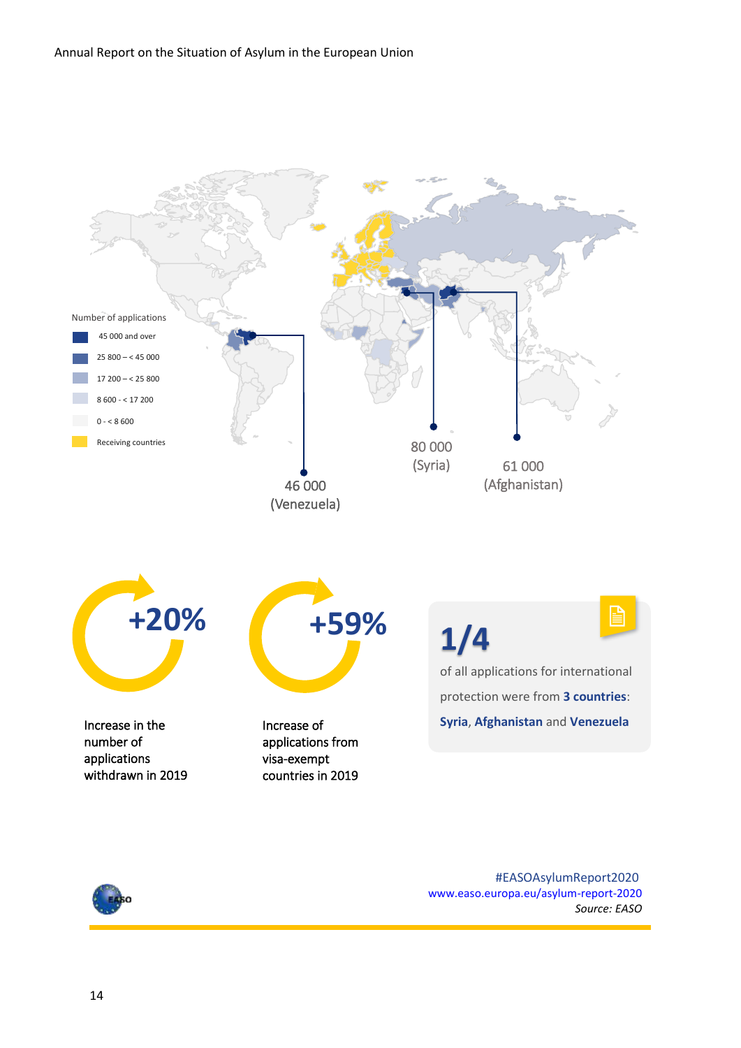Number of applications

- 45 000 and over
- 25 800 – < 45 000
- 17 200 – < 25 800
- 8 600 - < 17 200
- 0 - < 8 600
- Receiving countries

46 000 (Venezuela)

80 000 (Syria)

61 000 (Afghanistan)

**+20%**

Increase in the number of applications withdrawn in 2019

**+59%**

Increase of applications from visa-exempt countries in 2019

**1/4**

of all applications for international protection were from **3 countries**: **Syria**, **Afghanistan** and **Venezuela**

#EASOAsylumReport2020
www.easo.europa.eu/asylum-report-2020
*Source: EASO*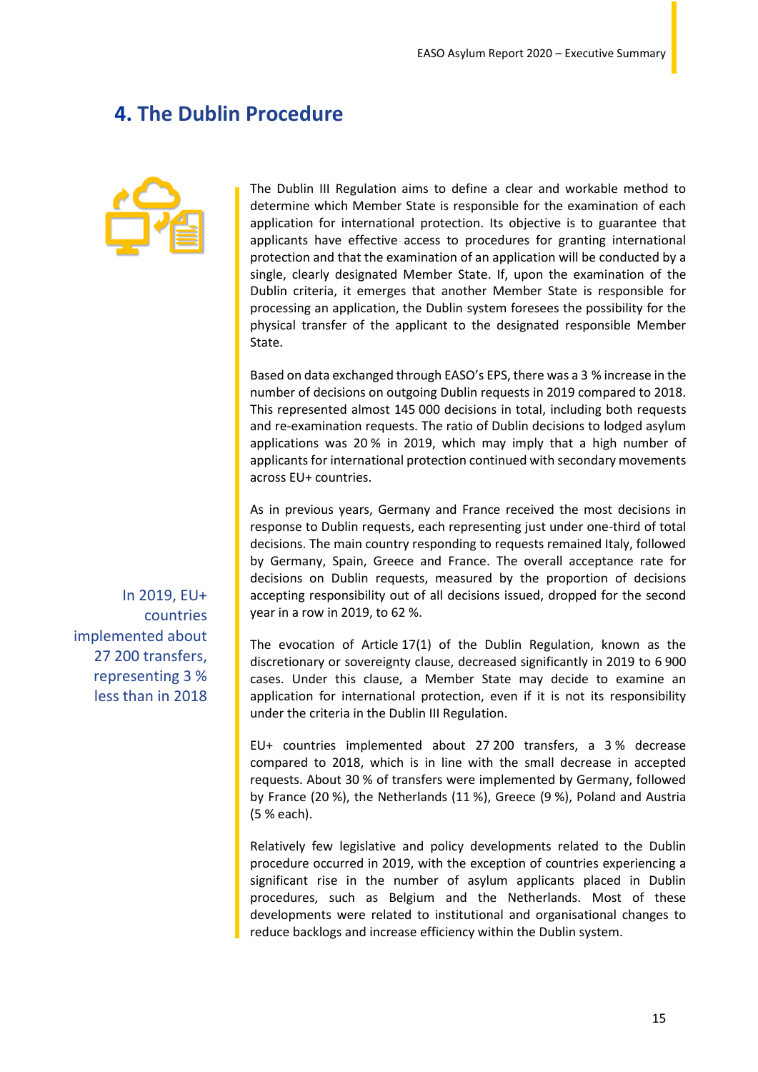## 4. The Dublin Procedure

The Dublin III Regulation aims to define a clear and workable method to determine which Member State is responsible for the examination of each application for international protection. Its objective is to guarantee that applicants have effective access to procedures for granting international protection and that the examination of an application will be conducted by a single, clearly designated Member State. If, upon the examination of the Dublin criteria, it emerges that another Member State is responsible for processing an application, the Dublin system foresees the possibility for the physical transfer of the applicant to the designated responsible Member State.

Based on data exchanged through EASO's EPS, there was a 3 % increase in the number of decisions on outgoing Dublin requests in 2019 compared to 2018. This represented almost 145 000 decisions in total, including both requests and re-examination requests. The ratio of Dublin decisions to lodged asylum applications was 20 % in 2019, which may imply that a high number of applicants for international protection continued with secondary movements across EU+ countries.

As in previous years, Germany and France received the most decisions in response to Dublin requests, each representing just under one-third of total decisions. The main country responding to requests remained Italy, followed by Germany, Spain, Greece and France. The overall acceptance rate for decisions on Dublin requests, measured by the proportion of decisions accepting responsibility out of all decisions issued, dropped for the second year in a row in 2019, to 62 %.

In 2019, EU+ countries implemented about 27 200 transfers, representing 3 % less than in 2018

The evocation of Article 17(1) of the Dublin Regulation, known as the discretionary or sovereignty clause, decreased significantly in 2019 to 6 900 cases. Under this clause, a Member State may decide to examine an application for international protection, even if it is not its responsibility under the criteria in the Dublin III Regulation.

EU+ countries implemented about 27 200 transfers, a 3 % decrease compared to 2018, which is in line with the small decrease in accepted requests. About 30 % of transfers were implemented by Germany, followed by France (20 %), the Netherlands (11 %), Greece (9 %), Poland and Austria (5 % each).

Relatively few legislative and policy developments related to the Dublin procedure occurred in 2019, with the exception of countries experiencing a significant rise in the number of asylum applicants placed in Dublin procedures, such as Belgium and the Netherlands. Most of these developments were related to institutional and organisational changes to reduce backlogs and increase efficiency within the Dublin system.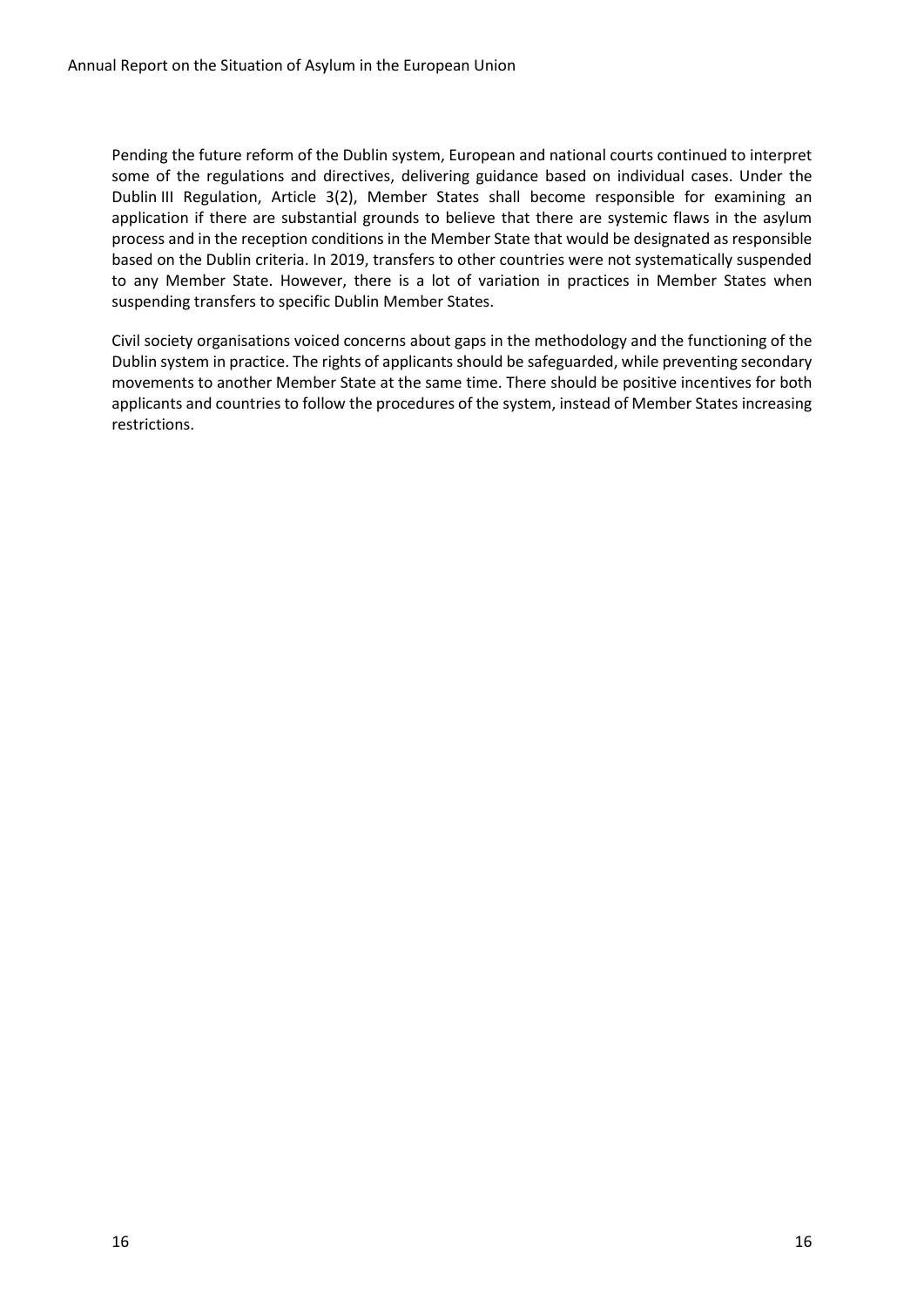Pending the future reform of the Dublin system, European and national courts continued to interpret some of the regulations and directives, delivering guidance based on individual cases. Under the Dublin III Regulation, Article 3(2), Member States shall become responsible for examining an application if there are substantial grounds to believe that there are systemic flaws in the asylum process and in the reception conditions in the Member State that would be designated as responsible based on the Dublin criteria. In 2019, transfers to other countries were not systematically suspended to any Member State. However, there is a lot of variation in practices in Member States when suspending transfers to specific Dublin Member States.

Civil society organisations voiced concerns about gaps in the methodology and the functioning of the Dublin system in practice. The rights of applicants should be safeguarded, while preventing secondary movements to another Member State at the same time. There should be positive incentives for both applicants and countries to follow the procedures of the system, instead of Member States increasing restrictions.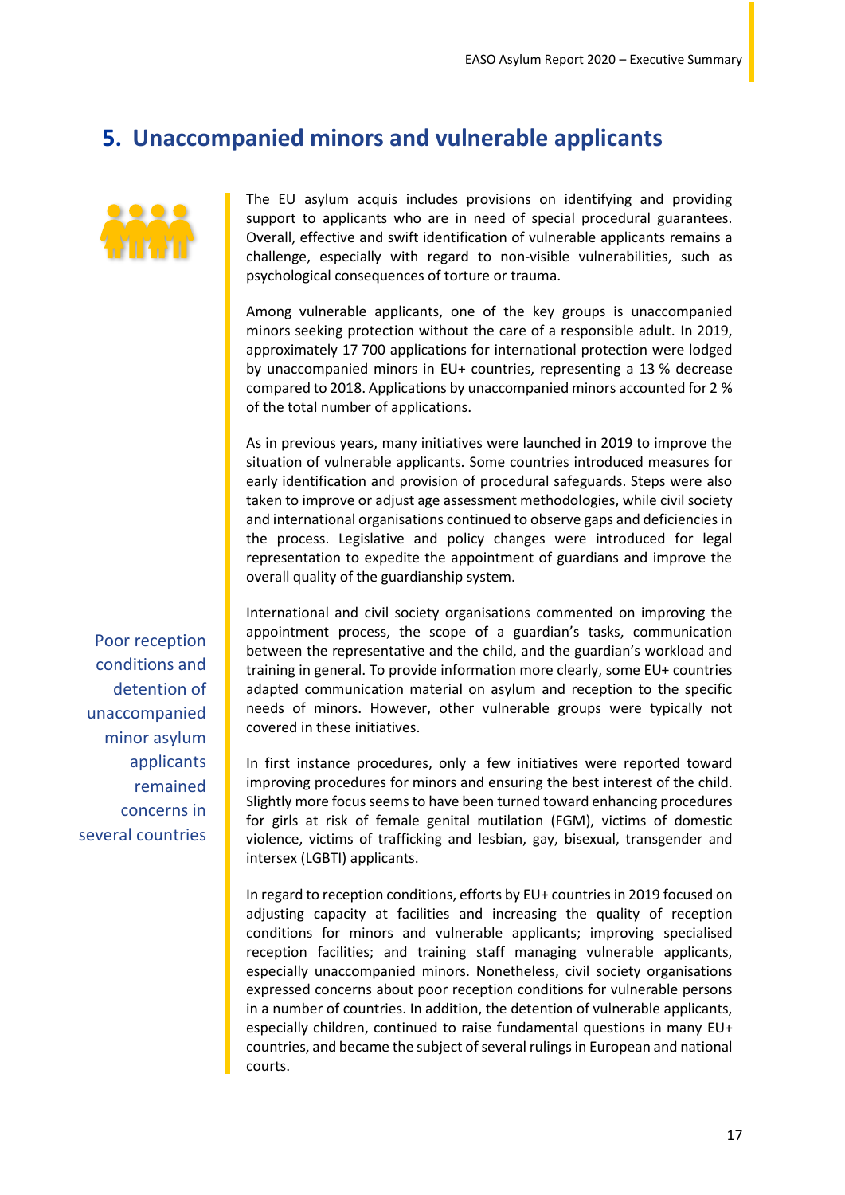## 5. Unaccompanied minors and vulnerable applicants

The EU asylum acquis includes provisions on identifying and providing support to applicants who are in need of special procedural guarantees. Overall, effective and swift identification of vulnerable applicants remains a challenge, especially with regard to non-visible vulnerabilities, such as psychological consequences of torture or trauma.

Among vulnerable applicants, one of the key groups is unaccompanied minors seeking protection without the care of a responsible adult. In 2019, approximately 17 700 applications for international protection were lodged by unaccompanied minors in EU+ countries, representing a 13 % decrease compared to 2018. Applications by unaccompanied minors accounted for 2 % of the total number of applications.

As in previous years, many initiatives were launched in 2019 to improve the situation of vulnerable applicants. Some countries introduced measures for early identification and provision of procedural safeguards. Steps were also taken to improve or adjust age assessment methodologies, while civil society and international organisations continued to observe gaps and deficiencies in the process. Legislative and policy changes were introduced for legal representation to expedite the appointment of guardians and improve the overall quality of the guardianship system.

> Poor reception conditions and detention of unaccompanied minor asylum applicants remained concerns in several countries

International and civil society organisations commented on improving the appointment process, the scope of a guardian's tasks, communication between the representative and the child, and the guardian's workload and training in general. To provide information more clearly, some EU+ countries adapted communication material on asylum and reception to the specific needs of minors. However, other vulnerable groups were typically not covered in these initiatives.

In first instance procedures, only a few initiatives were reported toward improving procedures for minors and ensuring the best interest of the child. Slightly more focus seems to have been turned toward enhancing procedures for girls at risk of female genital mutilation (FGM), victims of domestic violence, victims of trafficking and lesbian, gay, bisexual, transgender and intersex (LGBTI) applicants.

In regard to reception conditions, efforts by EU+ countries in 2019 focused on adjusting capacity at facilities and increasing the quality of reception conditions for minors and vulnerable applicants; improving specialised reception facilities; and training staff managing vulnerable applicants, especially unaccompanied minors. Nonetheless, civil society organisations expressed concerns about poor reception conditions for vulnerable persons in a number of countries. In addition, the detention of vulnerable applicants, especially children, continued to raise fundamental questions in many EU+ countries, and became the subject of several rulings in European and national courts.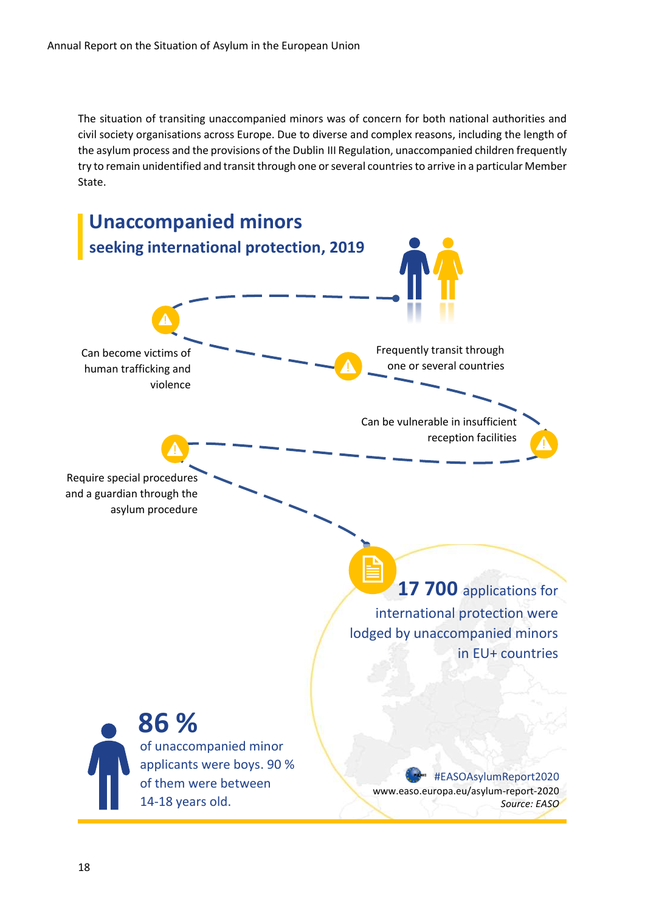The situation of transiting unaccompanied minors was of concern for both national authorities and civil society organisations across Europe. Due to diverse and complex reasons, including the length of the asylum process and the provisions of the Dublin III Regulation, unaccompanied children frequently try to remain unidentified and transit through one or several countries to arrive in a particular Member State.

## Unaccompanied minors

### seeking international protection, 2019

Can become victims of human trafficking and violence

Frequently transit through one or several countries

Can be vulnerable in insufficient reception facilities

Require special procedures and a guardian through the asylum procedure

**17 700** applications for international protection were lodged by unaccompanied minors in EU+ countries

**86 %** of unaccompanied minor applicants were boys. 90 % of them were between 14-18 years old.

#EASOAsylumReport2020
www.easo.europa.eu/asylum-report-2020
*Source: EASO*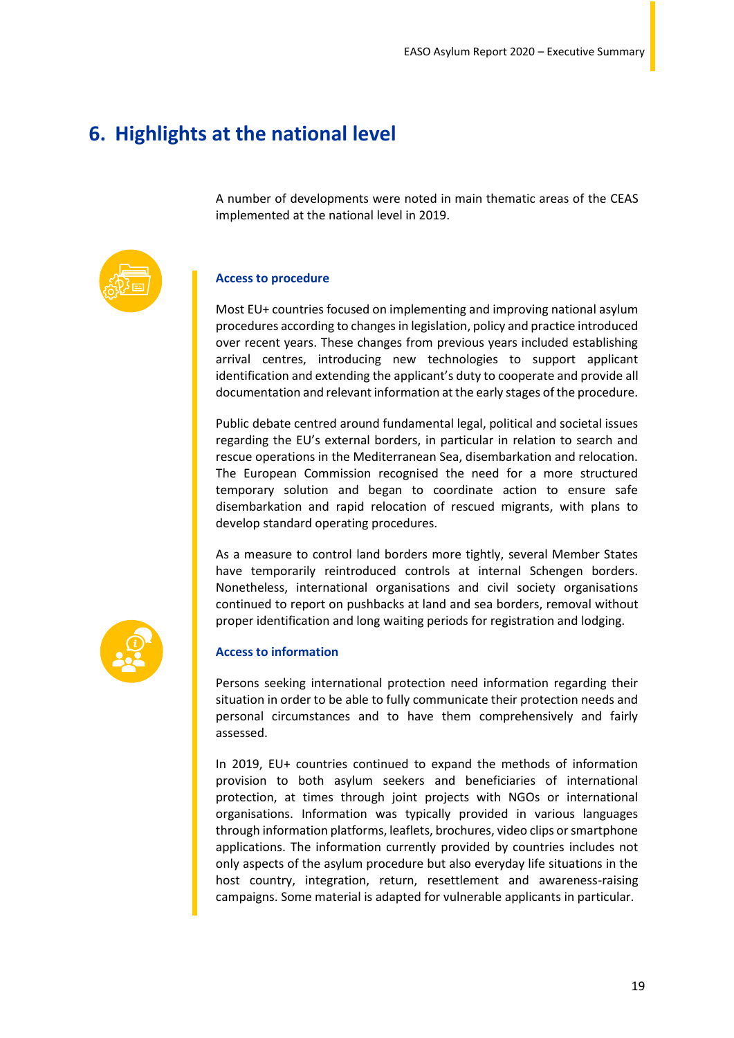## 6. Highlights at the national level

A number of developments were noted in main thematic areas of the CEAS implemented at the national level in 2019.

### Access to procedure

Most EU+ countries focused on implementing and improving national asylum procedures according to changes in legislation, policy and practice introduced over recent years. These changes from previous years included establishing arrival centres, introducing new technologies to support applicant identification and extending the applicant's duty to cooperate and provide all documentation and relevant information at the early stages of the procedure.

Public debate centred around fundamental legal, political and societal issues regarding the EU's external borders, in particular in relation to search and rescue operations in the Mediterranean Sea, disembarkation and relocation. The European Commission recognised the need for a more structured temporary solution and began to coordinate action to ensure safe disembarkation and rapid relocation of rescued migrants, with plans to develop standard operating procedures.

As a measure to control land borders more tightly, several Member States have temporarily reintroduced controls at internal Schengen borders. Nonetheless, international organisations and civil society organisations continued to report on pushbacks at land and sea borders, removal without proper identification and long waiting periods for registration and lodging.

### Access to information

Persons seeking international protection need information regarding their situation in order to be able to fully communicate their protection needs and personal circumstances and to have them comprehensively and fairly assessed.

In 2019, EU+ countries continued to expand the methods of information provision to both asylum seekers and beneficiaries of international protection, at times through joint projects with NGOs or international organisations. Information was typically provided in various languages through information platforms, leaflets, brochures, video clips or smartphone applications. The information currently provided by countries includes not only aspects of the asylum procedure but also everyday life situations in the host country, integration, return, resettlement and awareness-raising campaigns. Some material is adapted for vulnerable applicants in particular.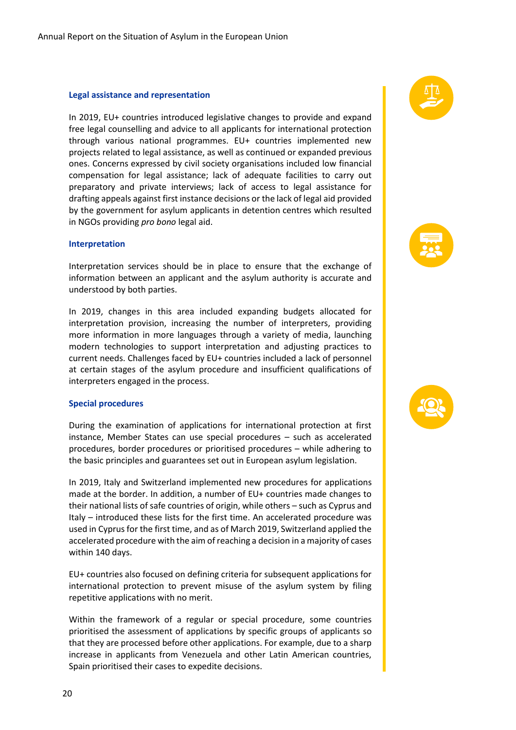### Legal assistance and representation

In 2019, EU+ countries introduced legislative changes to provide and expand free legal counselling and advice to all applicants for international protection through various national programmes. EU+ countries implemented new projects related to legal assistance, as well as continued or expanded previous ones. Concerns expressed by civil society organisations included low financial compensation for legal assistance; lack of adequate facilities to carry out preparatory and private interviews; lack of access to legal assistance for drafting appeals against first instance decisions or the lack of legal aid provided by the government for asylum applicants in detention centres which resulted in NGOs providing *pro bono* legal aid.

### Interpretation

Interpretation services should be in place to ensure that the exchange of information between an applicant and the asylum authority is accurate and understood by both parties.

In 2019, changes in this area included expanding budgets allocated for interpretation provision, increasing the number of interpreters, providing more information in more languages through a variety of media, launching modern technologies to support interpretation and adjusting practices to current needs. Challenges faced by EU+ countries included a lack of personnel at certain stages of the asylum procedure and insufficient qualifications of interpreters engaged in the process.

### Special procedures

During the examination of applications for international protection at first instance, Member States can use special procedures – such as accelerated procedures, border procedures or prioritised procedures – while adhering to the basic principles and guarantees set out in European asylum legislation.

In 2019, Italy and Switzerland implemented new procedures for applications made at the border. In addition, a number of EU+ countries made changes to their national lists of safe countries of origin, while others – such as Cyprus and Italy – introduced these lists for the first time. An accelerated procedure was used in Cyprus for the first time, and as of March 2019, Switzerland applied the accelerated procedure with the aim of reaching a decision in a majority of cases within 140 days.

EU+ countries also focused on defining criteria for subsequent applications for international protection to prevent misuse of the asylum system by filing repetitive applications with no merit.

Within the framework of a regular or special procedure, some countries prioritised the assessment of applications by specific groups of applicants so that they are processed before other applications. For example, due to a sharp increase in applicants from Venezuela and other Latin American countries, Spain prioritised their cases to expedite decisions.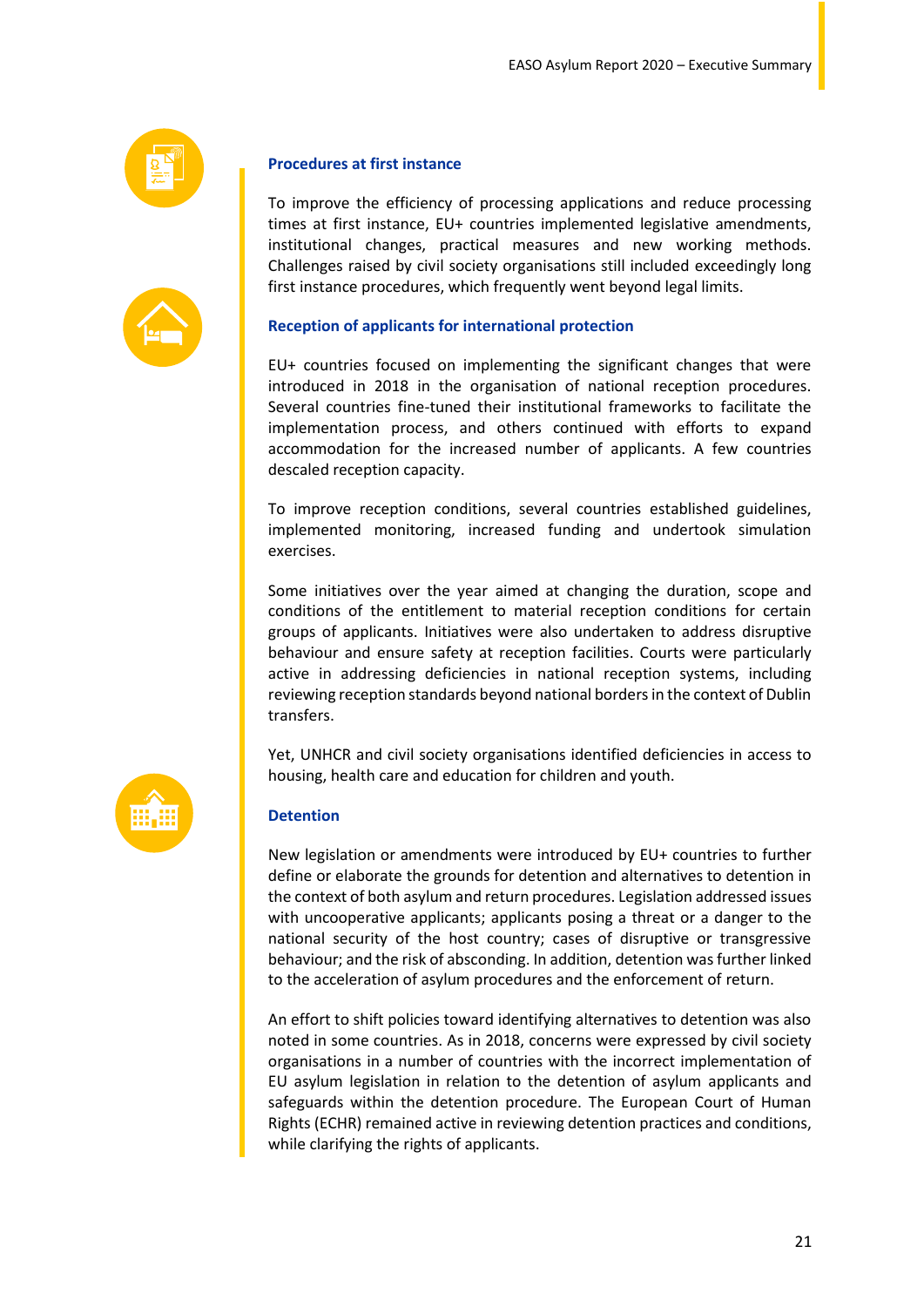### Procedures at first instance

To improve the efficiency of processing applications and reduce processing times at first instance, EU+ countries implemented legislative amendments, institutional changes, practical measures and new working methods. Challenges raised by civil society organisations still included exceedingly long first instance procedures, which frequently went beyond legal limits.

### Reception of applicants for international protection

EU+ countries focused on implementing the significant changes that were introduced in 2018 in the organisation of national reception procedures. Several countries fine-tuned their institutional frameworks to facilitate the implementation process, and others continued with efforts to expand accommodation for the increased number of applicants. A few countries descaled reception capacity.

To improve reception conditions, several countries established guidelines, implemented monitoring, increased funding and undertook simulation exercises.

Some initiatives over the year aimed at changing the duration, scope and conditions of the entitlement to material reception conditions for certain groups of applicants. Initiatives were also undertaken to address disruptive behaviour and ensure safety at reception facilities. Courts were particularly active in addressing deficiencies in national reception systems, including reviewing reception standards beyond national borders in the context of Dublin transfers.

Yet, UNHCR and civil society organisations identified deficiencies in access to housing, health care and education for children and youth.

### Detention

New legislation or amendments were introduced by EU+ countries to further define or elaborate the grounds for detention and alternatives to detention in the context of both asylum and return procedures. Legislation addressed issues with uncooperative applicants; applicants posing a threat or a danger to the national security of the host country; cases of disruptive or transgressive behaviour; and the risk of absconding. In addition, detention was further linked to the acceleration of asylum procedures and the enforcement of return.

An effort to shift policies toward identifying alternatives to detention was also noted in some countries. As in 2018, concerns were expressed by civil society organisations in a number of countries with the incorrect implementation of EU asylum legislation in relation to the detention of asylum applicants and safeguards within the detention procedure. The European Court of Human Rights (ECHR) remained active in reviewing detention practices and conditions, while clarifying the rights of applicants.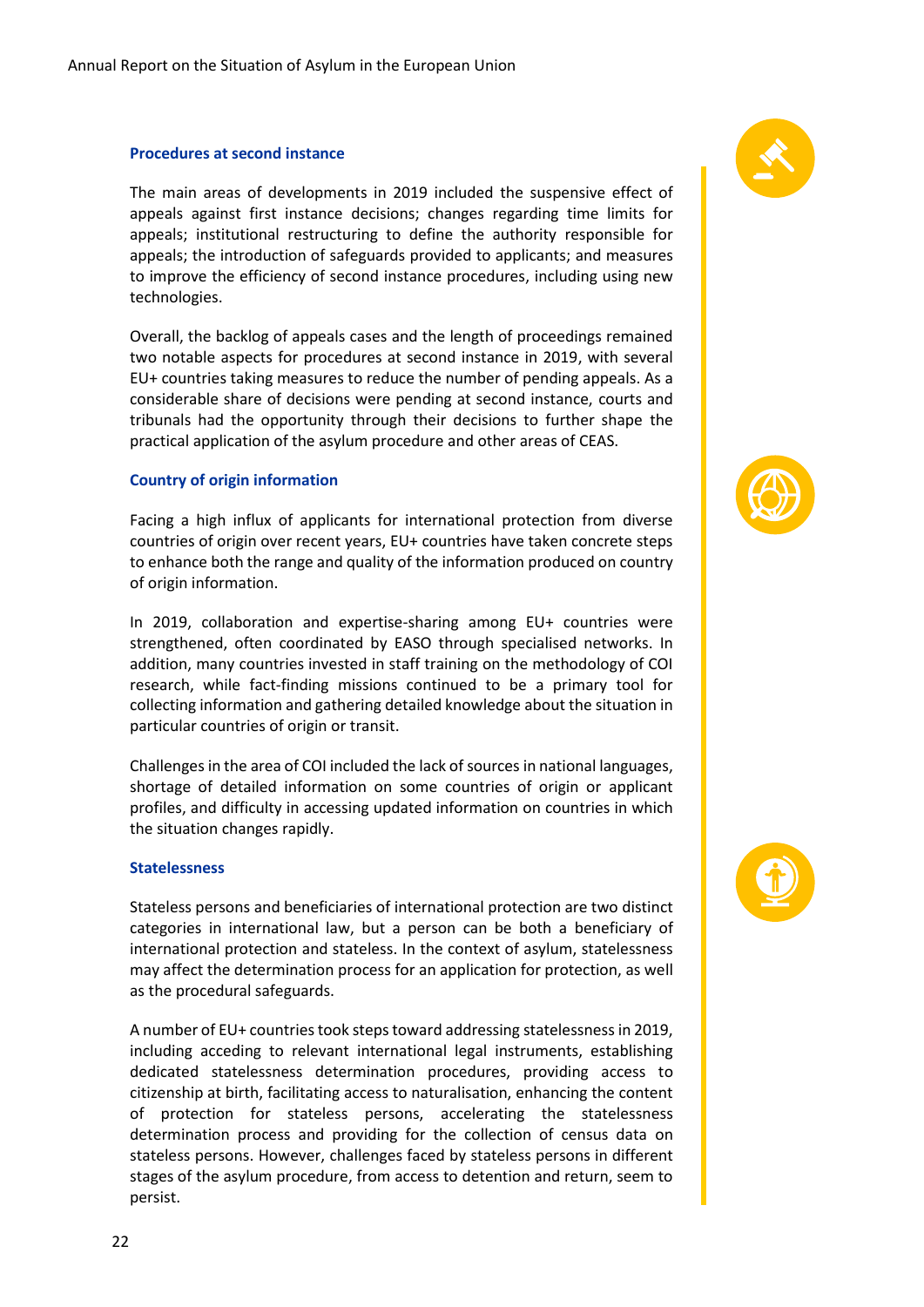### Procedures at second instance

The main areas of developments in 2019 included the suspensive effect of appeals against first instance decisions; changes regarding time limits for appeals; institutional restructuring to define the authority responsible for appeals; the introduction of safeguards provided to applicants; and measures to improve the efficiency of second instance procedures, including using new technologies.

Overall, the backlog of appeals cases and the length of proceedings remained two notable aspects for procedures at second instance in 2019, with several EU+ countries taking measures to reduce the number of pending appeals. As a considerable share of decisions were pending at second instance, courts and tribunals had the opportunity through their decisions to further shape the practical application of the asylum procedure and other areas of CEAS.

### Country of origin information

Facing a high influx of applicants for international protection from diverse countries of origin over recent years, EU+ countries have taken concrete steps to enhance both the range and quality of the information produced on country of origin information.

In 2019, collaboration and expertise-sharing among EU+ countries were strengthened, often coordinated by EASO through specialised networks. In addition, many countries invested in staff training on the methodology of COI research, while fact-finding missions continued to be a primary tool for collecting information and gathering detailed knowledge about the situation in particular countries of origin or transit.

Challenges in the area of COI included the lack of sources in national languages, shortage of detailed information on some countries of origin or applicant profiles, and difficulty in accessing updated information on countries in which the situation changes rapidly.

### Statelessness

Stateless persons and beneficiaries of international protection are two distinct categories in international law, but a person can be both a beneficiary of international protection and stateless. In the context of asylum, statelessness may affect the determination process for an application for protection, as well as the procedural safeguards.

A number of EU+ countries took steps toward addressing statelessness in 2019, including acceding to relevant international legal instruments, establishing dedicated statelessness determination procedures, providing access to citizenship at birth, facilitating access to naturalisation, enhancing the content of protection for stateless persons, accelerating the statelessness determination process and providing for the collection of census data on stateless persons. However, challenges faced by stateless persons in different stages of the asylum procedure, from access to detention and return, seem to persist.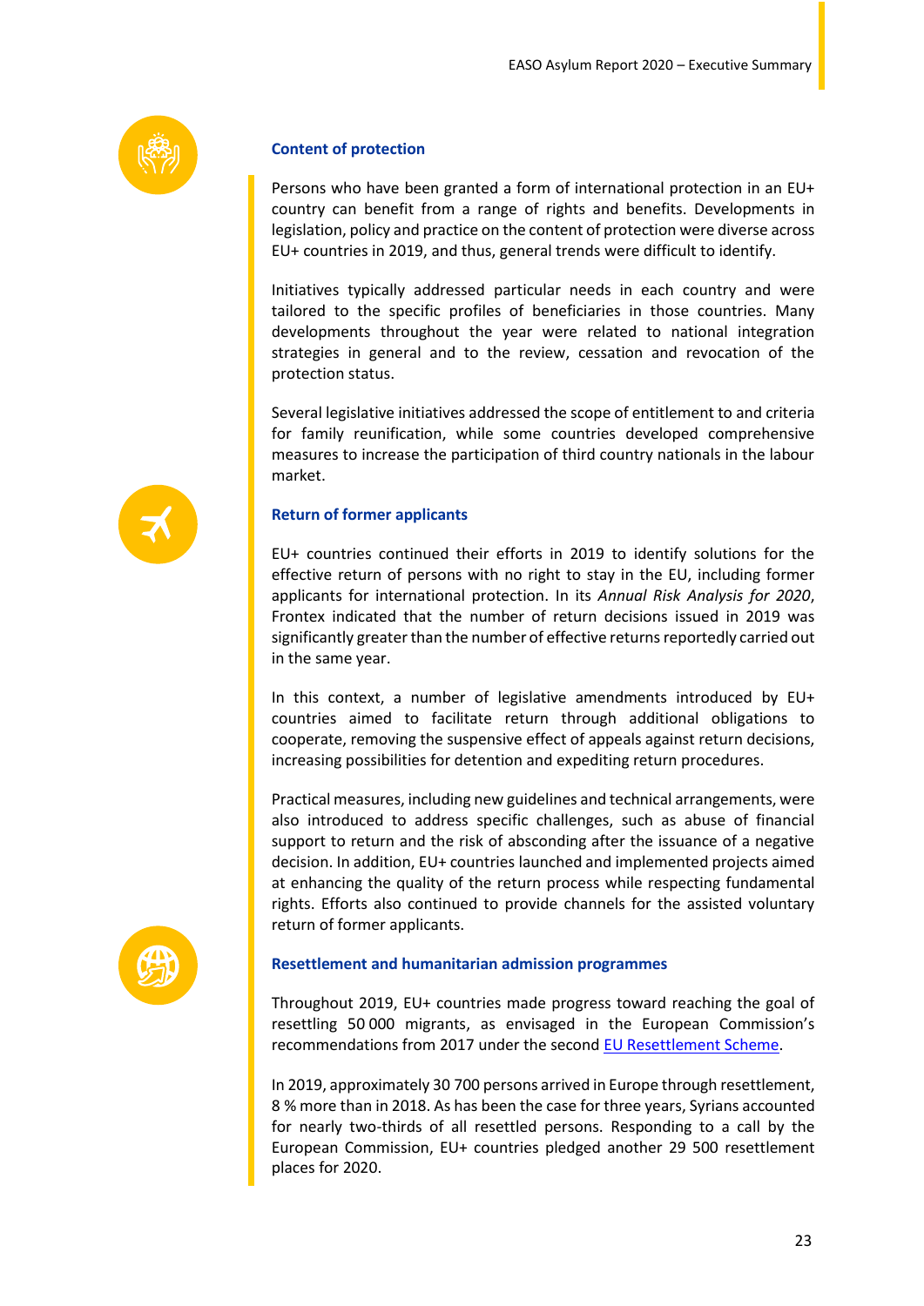### Content of protection

Persons who have been granted a form of international protection in an EU+ country can benefit from a range of rights and benefits. Developments in legislation, policy and practice on the content of protection were diverse across EU+ countries in 2019, and thus, general trends were difficult to identify.

Initiatives typically addressed particular needs in each country and were tailored to the specific profiles of beneficiaries in those countries. Many developments throughout the year were related to national integration strategies in general and to the review, cessation and revocation of the protection status.

Several legislative initiatives addressed the scope of entitlement to and criteria for family reunification, while some countries developed comprehensive measures to increase the participation of third country nationals in the labour market.

### Return of former applicants

EU+ countries continued their efforts in 2019 to identify solutions for the effective return of persons with no right to stay in the EU, including former applicants for international protection. In its *Annual Risk Analysis for 2020*, Frontex indicated that the number of return decisions issued in 2019 was significantly greater than the number of effective returns reportedly carried out in the same year.

In this context, a number of legislative amendments introduced by EU+ countries aimed to facilitate return through additional obligations to cooperate, removing the suspensive effect of appeals against return decisions, increasing possibilities for detention and expediting return procedures.

Practical measures, including new guidelines and technical arrangements, were also introduced to address specific challenges, such as abuse of financial support to return and the risk of absconding after the issuance of a negative decision. In addition, EU+ countries launched and implemented projects aimed at enhancing the quality of the return process while respecting fundamental rights. Efforts also continued to provide channels for the assisted voluntary return of former applicants.

### Resettlement and humanitarian admission programmes

Throughout 2019, EU+ countries made progress toward reaching the goal of resettling 50 000 migrants, as envisaged in the European Commission's recommendations from 2017 under the second EU Resettlement Scheme.

In 2019, approximately 30 700 persons arrived in Europe through resettlement, 8 % more than in 2018. As has been the case for three years, Syrians accounted for nearly two-thirds of all resettled persons. Responding to a call by the European Commission, EU+ countries pledged another 29 500 resettlement places for 2020.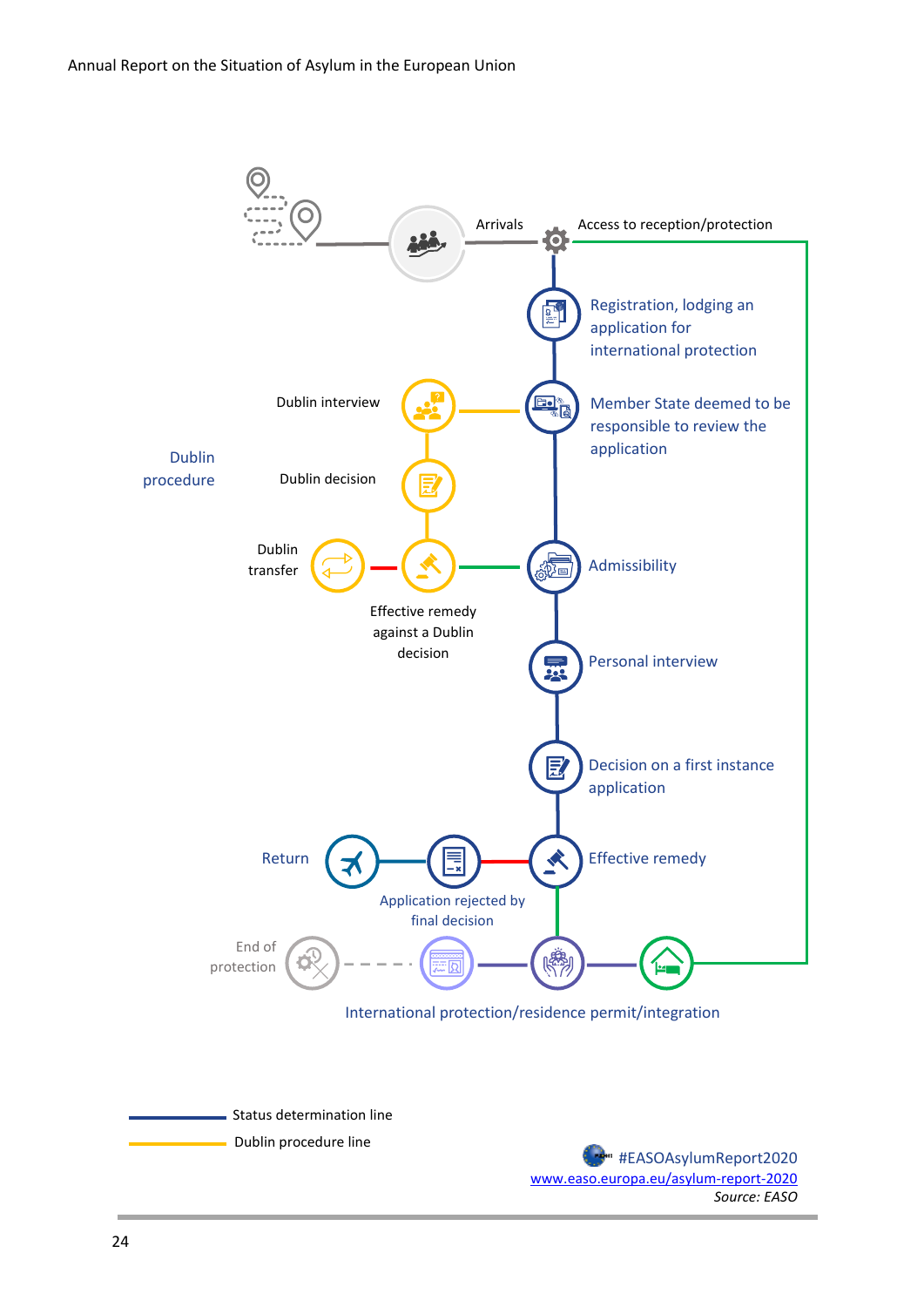Arrivals

Access to reception/protection

Registration, lodging an application for international protection

Member State deemed to be responsible to review the application

Dublin procedure

Dublin interview

Dublin decision

Dublin transfer

Effective remedy against a Dublin decision

Admissibility

Personal interview

Decision on a first instance application

Return

Application rejected by final decision

Effective remedy

End of protection

International protection/residence permit/integration

Status determination line

Dublin procedure line

#EASOAsylumReport2020

[www.easo.europa.eu/asylum-report-2020](www.easo.europa.eu/asylum-report-2020)

*Source: EASO*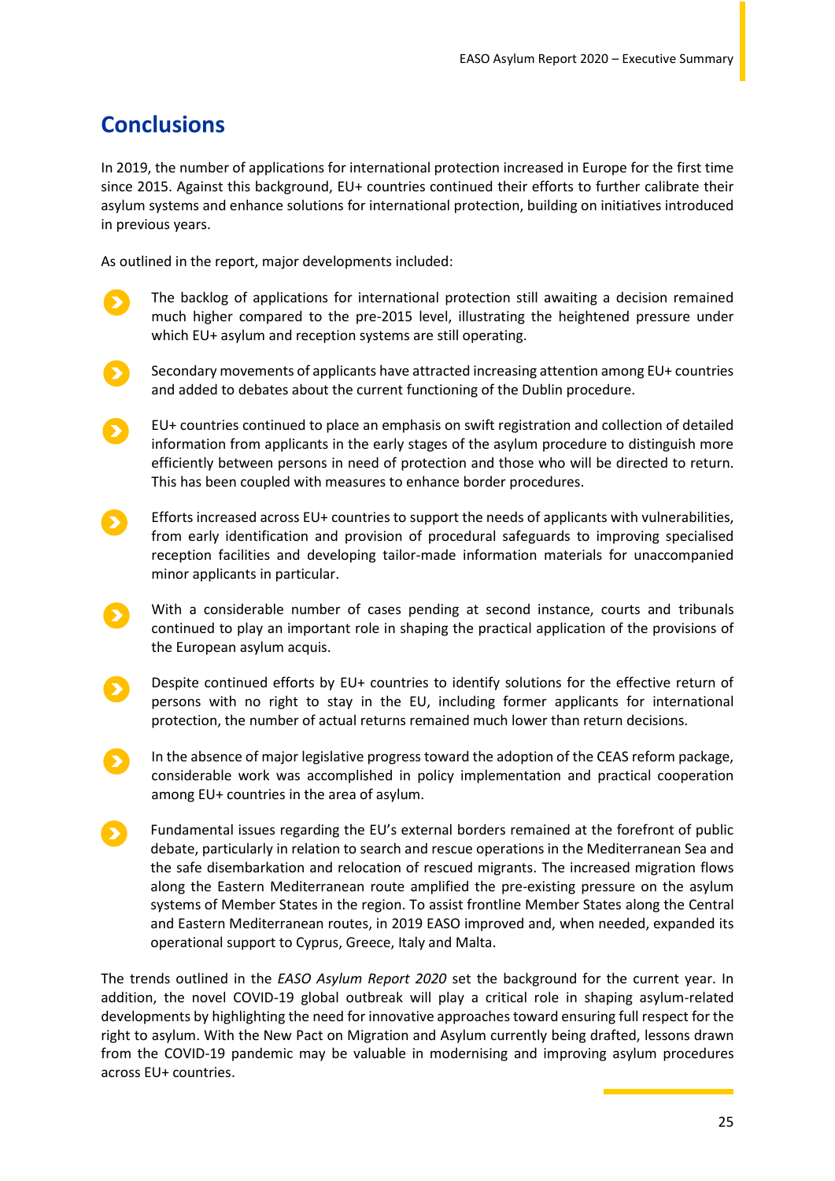## Conclusions

In 2019, the number of applications for international protection increased in Europe for the first time since 2015. Against this background, EU+ countries continued their efforts to further calibrate their asylum systems and enhance solutions for international protection, building on initiatives introduced in previous years.

As outlined in the report, major developments included:

- The backlog of applications for international protection still awaiting a decision remained much higher compared to the pre-2015 level, illustrating the heightened pressure under which EU+ asylum and reception systems are still operating.
- Secondary movements of applicants have attracted increasing attention among EU+ countries and added to debates about the current functioning of the Dublin procedure.
- EU+ countries continued to place an emphasis on swift registration and collection of detailed information from applicants in the early stages of the asylum procedure to distinguish more efficiently between persons in need of protection and those who will be directed to return. This has been coupled with measures to enhance border procedures.
- Efforts increased across EU+ countries to support the needs of applicants with vulnerabilities, from early identification and provision of procedural safeguards to improving specialised reception facilities and developing tailor-made information materials for unaccompanied minor applicants in particular.
- With a considerable number of cases pending at second instance, courts and tribunals continued to play an important role in shaping the practical application of the provisions of the European asylum acquis.
- Despite continued efforts by EU+ countries to identify solutions for the effective return of persons with no right to stay in the EU, including former applicants for international protection, the number of actual returns remained much lower than return decisions.
- In the absence of major legislative progress toward the adoption of the CEAS reform package, considerable work was accomplished in policy implementation and practical cooperation among EU+ countries in the area of asylum.
- Fundamental issues regarding the EU's external borders remained at the forefront of public debate, particularly in relation to search and rescue operations in the Mediterranean Sea and the safe disembarkation and relocation of rescued migrants. The increased migration flows along the Eastern Mediterranean route amplified the pre-existing pressure on the asylum systems of Member States in the region. To assist frontline Member States along the Central and Eastern Mediterranean routes, in 2019 EASO improved and, when needed, expanded its operational support to Cyprus, Greece, Italy and Malta.

The trends outlined in the *EASO Asylum Report 2020* set the background for the current year. In addition, the novel COVID-19 global outbreak will play a critical role in shaping asylum-related developments by highlighting the need for innovative approaches toward ensuring full respect for the right to asylum. With the New Pact on Migration and Asylum currently being drafted, lessons drawn from the COVID-19 pandemic may be valuable in modernising and improving asylum procedures across EU+ countries.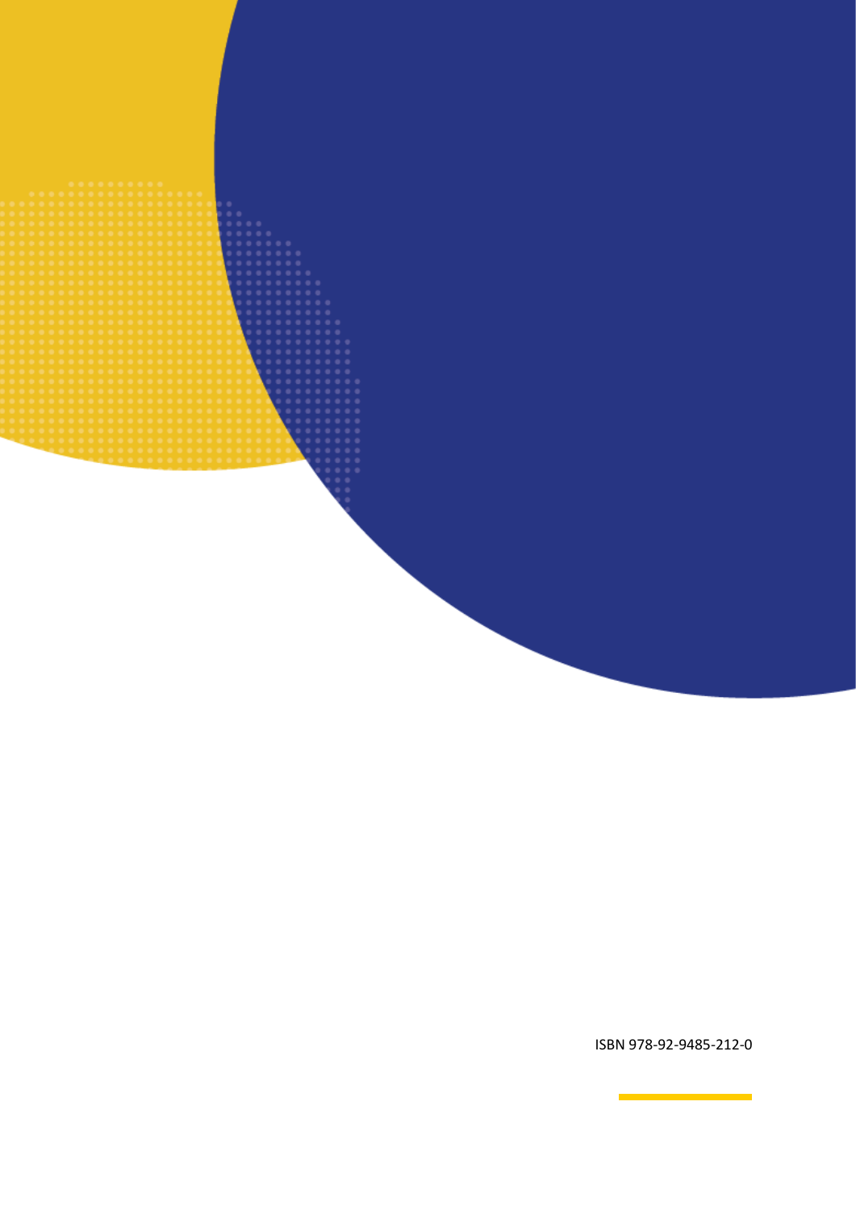ISBN 978-92-9485-212-0